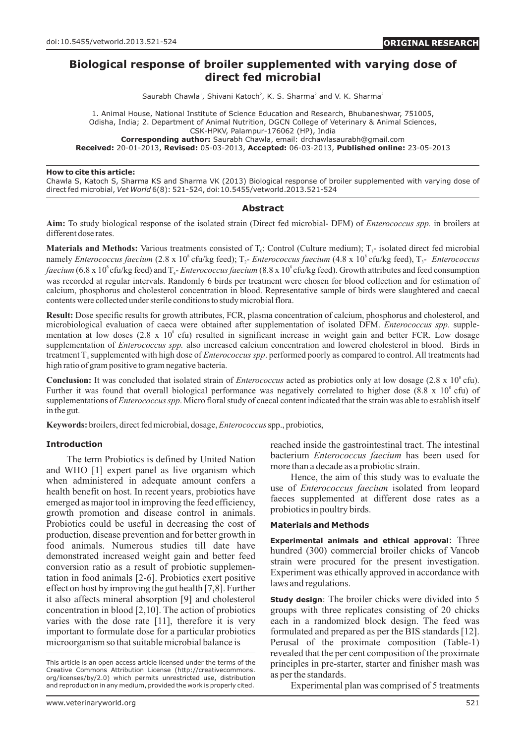doi:10.5455/vetworld.2013.521-524

**ORIGINAL RESEARCH**

# Biological response of broiler supplemented with varying dose of direct fed microbial

Saurabh Chawla[1], Shivani Katoch[2], K. S. Sharma[2] and V. K. Sharma[2]

1. Animal House, National Institute of Science Education and Research, Bhubaneshwar, 751005, Odisha, India; 2. Department of Animal Nutrition, DGCN College of Veterinary & Animal Sciences, CSK-HPKV, Palampur-176062 (HP), India

**Corresponding author:** Saurabh Chawla, email: drchawlasaurabh@gmail.com

**Received:** 20-01-2013, **Revised:** 05-03-2013, **Accepted:** 06-03-2013, **Published online:** 23-05-2013

**How to cite this article:**
Chawla S, Katoch S, Sharma KS and Sharma VK (2013) Biological response of broiler supplemented with varying dose of direct fed microbial, *Vet World* 6(8): 521-524, doi:10.5455/vetworld.2013.521-524

## Abstract

**Aim:** To study biological response of the isolated strain (Direct fed microbial- DFM) of *Enterococcus spp.* in broilers at different dose rates.

**Materials and Methods:** Various treatments consisted of $T_0$: Control (Culture medium); $T_1$- isolated direct fed microbial namely *Enterococcus faecium* ($2.8 \times 10^8$ cfu/kg feed); $T_2$- *Enterococcus faecium* ($4.8 \times 10^8$ cfu/kg feed), $T_3$- *Enterococcus faecium* ($6.8 \times 10^8$ cfu/kg feed) and $T_4$- *Enterococcus faecium* ($8.8 \times 10^8$ cfu/kg feed). Growth attributes and feed consumption was recorded at regular intervals. Randomly 6 birds per treatment were chosen for blood collection and for estimation of calcium, phosphorus and cholesterol concentration in blood. Representative sample of birds were slaughtered and caecal contents were collected under sterile conditions to study microbial flora.

**Result:** Dose specific results for growth attributes, FCR, plasma concentration of calcium, phosphorus and cholesterol, and microbiological evaluation of caeca were obtained after supplementation of isolated DFM. *Enterococcus spp.* supplementation at low doses ($2.8 \times 10^8$ cfu) resulted in significant increase in weight gain and better FCR. Low dosage supplementation of *Enterococcus spp.* also increased calcium concentration and lowered cholesterol in blood. Birds in treatment $T_4$ supplemented with high dose of *Enterococcus spp*. performed poorly as compared to control. All treatments had high ratio of gram positive to gram negative bacteria.

**Conclusion:** It was concluded that isolated strain of *Enterococcus* acted as probiotics only at low dosage ($2.8 \times 10^8$ cfu). Further it was found that overall biological performance was negatively correlated to higher dose ($8.8 \times 10^8$ cfu) of supplementations of *Enterococcus spp*. Micro floral study of caecal content indicated that the strain was able to establish itself in the gut.

**Keywords:** broilers, direct fed microbial, dosage, *Enterococcus* spp., probiotics,

### Introduction

The term Probiotics is defined by United Nation and WHO [1] expert panel as live organism which when administered in adequate amount confers a health benefit on host. In recent years, probiotics have emerged as major tool in improving the feed efficiency, growth promotion and disease control in animals. Probiotics could be useful in decreasing the cost of production, disease prevention and for better growth in food animals. Numerous studies till date have demonstrated increased weight gain and better feed conversion ratio as a result of probiotic supplementation in food animals [2-6]. Probiotics exert positive effect on host by improving the gut health [7,8]. Further it also affects mineral absorption [9] and cholesterol concentration in blood [2,10]. The action of probiotics varies with the dose rate [11], therefore it is very important to formulate dose for a particular probiotics microorganism so that suitable microbial balance is reached inside the gastrointestinal tract. The intestinal bacterium *Enterococcus faecium* has been used for more than a decade as a probiotic strain.

Hence, the aim of this study was to evaluate the use of *Enterococcus faecium* isolated from leopard faeces supplemented at different dose rates as a probiotics in poultry birds.

This article is an open access article licensed under the terms of the Creative Commons Attribution License (http://creativecommons.org/licenses/by/2.0) which permits unrestricted use, distribution and reproduction in any medium, provided the work is properly cited.

### Materials and Methods

**Experimental animals and ethical approval**: Three hundred (300) commercial broiler chicks of Vancob strain were procured for the present investigation. Experiment was ethically approved in accordance with laws and regulations.

**Study design**: The broiler chicks were divided into 5 groups with three replicates consisting of 20 chicks each in a randomized block design. The feed was formulated and prepared as per the BIS standards [12]. Perusal of the proximate composition (Table-1) revealed that the per cent composition of the proximate principles in pre-starter, starter and finisher mash was as per the standards.

Experimental plan was comprised of 5 treatments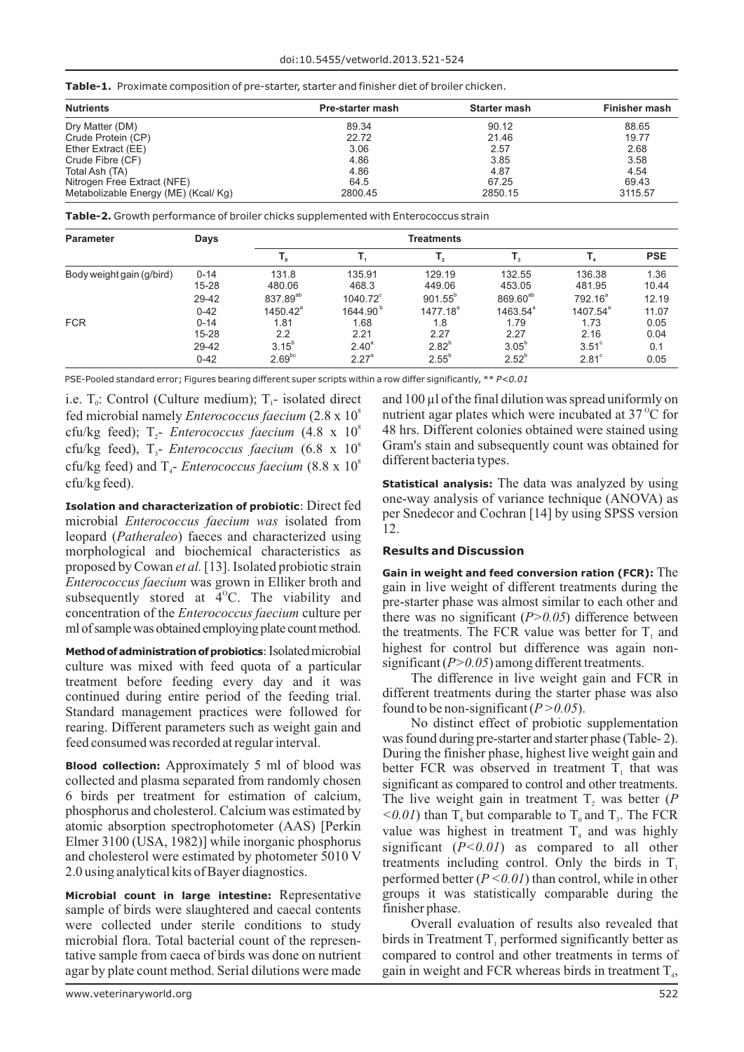**Table-1.** Proximate composition of pre-starter, starter and finisher diet of broiler chicken.

| Nutrients | Pre-starter mash | Starter mash | Finisher mash |
|---|---|---|---|
| Dry Matter (DM) | 89.34 | 90.12 | 88.65 |
| Crude Protein (CP) | 22.72 | 21.46 | 19.77 |
| Ether Extract (EE) | 3.06 | 2.57 | 2.68 |
| Crude Fibre (CF) | 4.86 | 3.85 | 3.58 |
| Total Ash (TA) | 4.86 | 4.87 | 4.54 |
| Nitrogen Free Extract (NFE) | 64.5 | 67.25 | 69.43 |
| Metabolizable Energy (ME) (Kcal/ Kg) | 2800.45 | 2850.15 | 3115.57 |

**Table-2.** Growth performance of broiler chicks supplemented with Enterococcus strain

| Parameter | Days | Treatments | | | | | |
|---|---|---|---|---|---|---|---|
| | | $T_0$ | $T_1$ | $T_2$ | $T_3$ | $T_4$ | PSE |
| Body weight gain (g/bird) | 0-14 | 131.8 | 135.91 | 129.19 | 132.55 | 136.38 | 1.36 |
| | 15-28 | 480.06 | 468.3 | 449.06 | 453.05 | 481.95 | 10.44 |
| | 29-42 | $837.89^{ab}$ | $1040.72^{c}$ | $901.55^{b}$ | $869.60^{ab}$ | $792.16^{a}$ | 12.19 |
| | 0-42 | $1450.42^{a}$ | $1644.90^{b}$ | $1477.18^{a}$ | $1463.54^{a}$ | $1407.54^{a}$ | 11.07 |
| FCR | 0-14 | 1.81 | 1.68 | 1.8 | 1.79 | 1.73 | 0.05 |
| | 15-28 | 2.2 | 2.21 | 2.27 | 2.27 | 2.16 | 0.04 |
| | 29-42 | $3.15^{b}$ | $2.40^{a}$ | $2.82^{b}$ | $3.05^{b}$ | $3.51^{c}$ | 0.1 |
| | 0-42 | $2.69^{bc}$ | $2.27^{a}$ | $2.55^{b}$ | $2.52^{b}$ | $2.81^{c}$ | 0.05 |

PSE-Pooled standard error; Figures bearing different super scripts within a row differ significantly, ** $P<0.01$

i.e. $T_0$: Control (Culture medium); $T_1$- isolated direct fed microbial namely *Enterococcus faecium* ($2.8 \times 10^8$ cfu/kg feed); $T_2$- *Enterococcus faecium* ($4.8 \times 10^8$ cfu/kg feed), $T_3$- *Enterococcus faecium* ($6.8 \times 10^8$ cfu/kg feed) and $T_4$- *Enterococcus faecium* ($8.8 \times 10^8$ cfu/kg feed).

**Isolation and characterization of probiotic**: Direct fed microbial *Enterococcus faecium was* isolated from leopard (*Patheraleo*) faeces and characterized using morphological and biochemical characteristics as proposed by Cowan *et al.* [13]. Isolated probiotic strain *Enterococcus faecium* was grown in Elliker broth and subsequently stored at 4°C. The viability and concentration of the *Enterococcus faecium* culture per ml of sample was obtained employing plate count method.

**Method of administration of probiotics**: Isolated microbial culture was mixed with feed quota of a particular treatment before feeding every day and it was continued during entire period of the feeding trial. Standard management practices were followed for rearing. Different parameters such as weight gain and feed consumed was recorded at regular interval.

**Blood collection:** Approximately 5 ml of blood was collected and plasma separated from randomly chosen 6 birds per treatment for estimation of calcium, phosphorus and cholesterol. Calcium was estimated by atomic absorption spectrophotometer (AAS) [Perkin Elmer 3100 (USA, 1982)] while inorganic phosphorus and cholesterol were estimated by photometer 5010 V 2.0 using analytical kits of Bayer diagnostics.

**Microbial count in large intestine:** Representative sample of birds were slaughtered and caecal contents were collected under sterile conditions to study microbial flora. Total bacterial count of the representative sample from caeca of birds was done on nutrient agar by plate count method. Serial dilutions were made and 100 µl of the final dilution was spread uniformly on nutrient agar plates which were incubated at 37°C for 48 hrs. Different colonies obtained were stained using Gram's stain and subsequently count was obtained for different bacteria types.

**Statistical analysis:** The data was analyzed by using one-way analysis of variance technique (ANOVA) as per Snedecor and Cochran [14] by using SPSS version 12.

## Results and Discussion

**Gain in weight and feed conversion ration (FCR):** The gain in live weight of different treatments during the pre-starter phase was almost similar to each other and there was no significant ($P>0.05$) difference between the treatments. The FCR value was better for $T_1$ and highest for control but difference was again non-significant ($P>0.05$) among different treatments.

The difference in live weight gain and FCR in different treatments during the starter phase was also found to be non-significant ($P>0.05$).

No distinct effect of probiotic supplementation was found during pre-starter and starter phase (Table- 2). During the finisher phase, highest live weight gain and better FCR was observed in treatment $T_1$ that was significant as compared to control and other treatments. The live weight gain in treatment $T_2$ was better ($P<0.01$) than $T_4$ but comparable to $T_0$ and $T_3$. The FCR value was highest in treatment $T_4$ and was highly significant ($P<0.01$) as compared to all other treatments including control. Only the birds in $T_1$ performed better ($P<0.01$) than control, while in other groups it was statistically comparable during the finisher phase.

Overall evaluation of results also revealed that birds in Treatment $T_1$ performed significantly better as compared to control and other treatments in terms of gain in weight and FCR whereas birds in treatment $T_4$,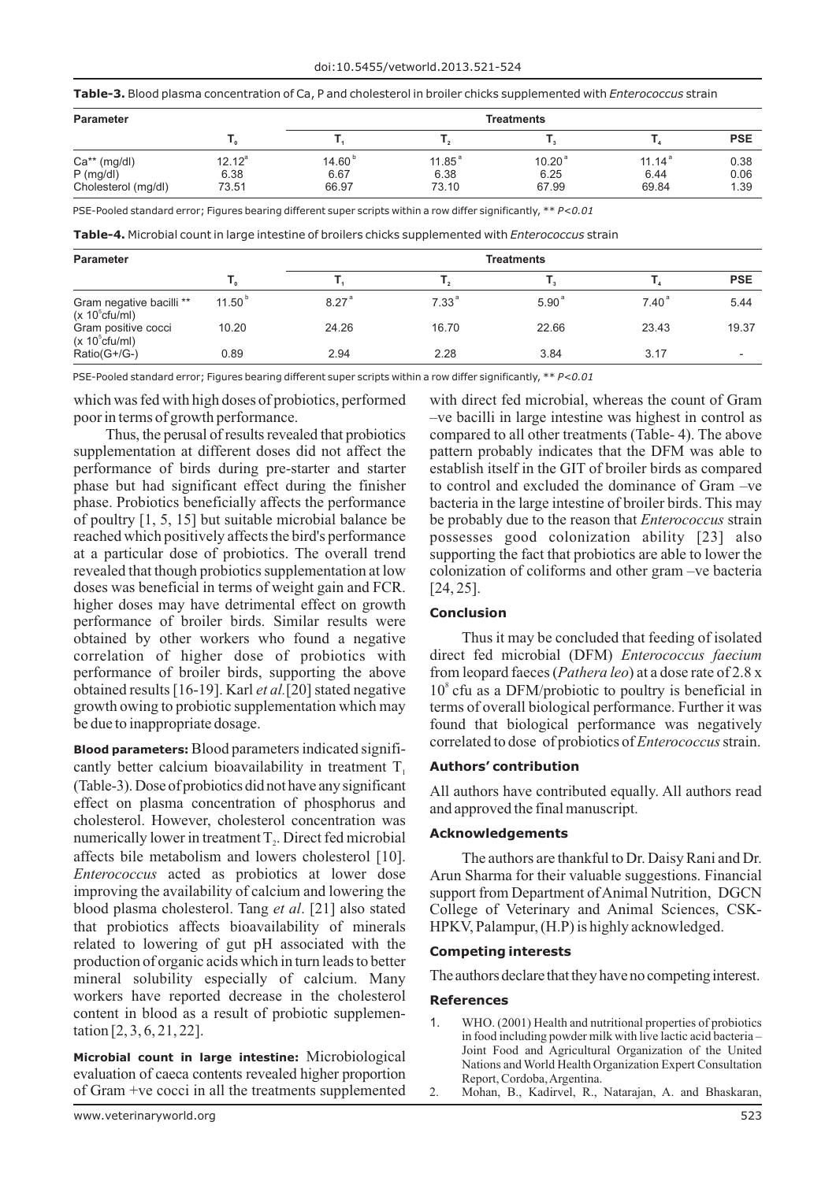**Table-3.** Blood plasma concentration of Ca, P and cholesterol in broiler chicks supplemented with *Enterococcus* strain

| Parameter | | Treatments | | | | |
|---|---|---|---|---|---|---|
| | $T_0$ | $T_1$ | $T_2$ | $T_3$ | $T_4$ | PSE |
| Ca** (mg/dl) | $12.12^a$ | $14.60^b$ | $11.85^a$ | $10.20^a$ | $11.14^a$ | 0.38 |
| P (mg/dl) | 6.38 | 6.67 | 6.38 | 6.25 | 6.44 | 0.06 |
| Cholesterol (mg/dl) | 73.51 | 66.97 | 73.10 | 67.99 | 69.84 | 1.39 |

PSE-Pooled standard error; Figures bearing different super scripts within a row differ significantly, ** *P<0.01*

**Table-4.** Microbial count in large intestine of broilers chicks supplemented with *Enterococcus* strain

| Parameter | | Treatments | | | | |
|---|---|---|---|---|---|---|
| | $T_0$ | $T_1$ | $T_2$ | $T_3$ | $T_4$ | PSE |
| Gram negative bacilli ** ($x\ 10^5$cfu/ml) | $11.50^b$ | $8.27^a$ | $7.33^a$ | $5.90^a$ | $7.40^a$ | 5.44 |
| Gram positive cocci ($x\ 10^5$cfu/ml) | 10.20 | 24.26 | 16.70 | 22.66 | 23.43 | 19.37 |
| Ratio(G+/G-) | 0.89 | 2.94 | 2.28 | 3.84 | 3.17 | - |

PSE-Pooled standard error; Figures bearing different super scripts within a row differ significantly, ** *P<0.01*

which was fed with high doses of probiotics, performed poor in terms of growth performance.

Thus, the perusal of results revealed that probiotics supplementation at different doses did not affect the performance of birds during pre-starter and starter phase but had significant effect during the finisher phase. Probiotics beneficially affects the performance of poultry [1, 5, 15] but suitable microbial balance be reached which positively affects the bird's performance at a particular dose of probiotics. The overall trend revealed that though probiotics supplementation at low doses was beneficial in terms of weight gain and FCR. higher doses may have detrimental effect on growth performance of broiler birds. Similar results were obtained by other workers who found a negative correlation of higher dose of probiotics with performance of broiler birds, supporting the above obtained results [16-19]. Karl *et al.*[20] stated negative growth owing to probiotic supplementation which may be due to inappropriate dosage.

**Blood parameters:** Blood parameters indicated significantly better calcium bioavailability in treatment $T_1$ (Table-3). Dose of probiotics did not have any significant effect on plasma concentration of phosphorus and cholesterol. However, cholesterol concentration was numerically lower in treatment $T_2$. Direct fed microbial affects bile metabolism and lowers cholesterol [10]. *Enterococcus* acted as probiotics at lower dose improving the availability of calcium and lowering the blood plasma cholesterol. Tang *et al*. [21] also stated that probiotics affects bioavailability of minerals related to lowering of gut pH associated with the production of organic acids which in turn leads to better mineral solubility especially of calcium. Many workers have reported decrease in the cholesterol content in blood as a result of probiotic supplementation [2, 3, 6, 21, 22].

**Microbial count in large intestine:** Microbiological evaluation of caeca contents revealed higher proportion of Gram +ve cocci in all the treatments supplemented with direct fed microbial, whereas the count of Gram –ve bacilli in large intestine was highest in control as compared to all other treatments (Table- 4). The above pattern probably indicates that the DFM was able to establish itself in the GIT of broiler birds as compared to control and excluded the dominance of Gram –ve bacteria in the large intestine of broiler birds. This may be probably due to the reason that *Enterococcus* strain possesses good colonization ability [23] also supporting the fact that probiotics are able to lower the colonization of coliforms and other gram –ve bacteria [24, 25].

### Conclusion

Thus it may be concluded that feeding of isolated direct fed microbial (DFM) *Enterococcus faecium* from leopard faeces (*Pathera leo*) at a dose rate of $2.8 \times 10^8$ cfu as a DFM/probiotic to poultry is beneficial in terms of overall biological performance. Further it was found that biological performance was negatively correlated to dose of probiotics of *Enterococcus* strain.

### Authors' contribution

All authors have contributed equally. All authors read and approved the final manuscript.

### Acknowledgements

The authors are thankful to Dr. Daisy Rani and Dr. Arun Sharma for their valuable suggestions. Financial support from Department of Animal Nutrition, DGCN College of Veterinary and Animal Sciences, CSK-HPKV, Palampur, (H.P) is highly acknowledged.

### Competing interests

The authors declare that they have no competing interest.

### References

1. WHO. (2001) Health and nutritional properties of probiotics in food including powder milk with live lactic acid bacteria – Joint Food and Agricultural Organization of the United Nations and World Health Organization Expert Consultation Report, Cordoba, Argentina.
2. Mohan, B., Kadirvel, R., Natarajan, A. and Bhaskaran,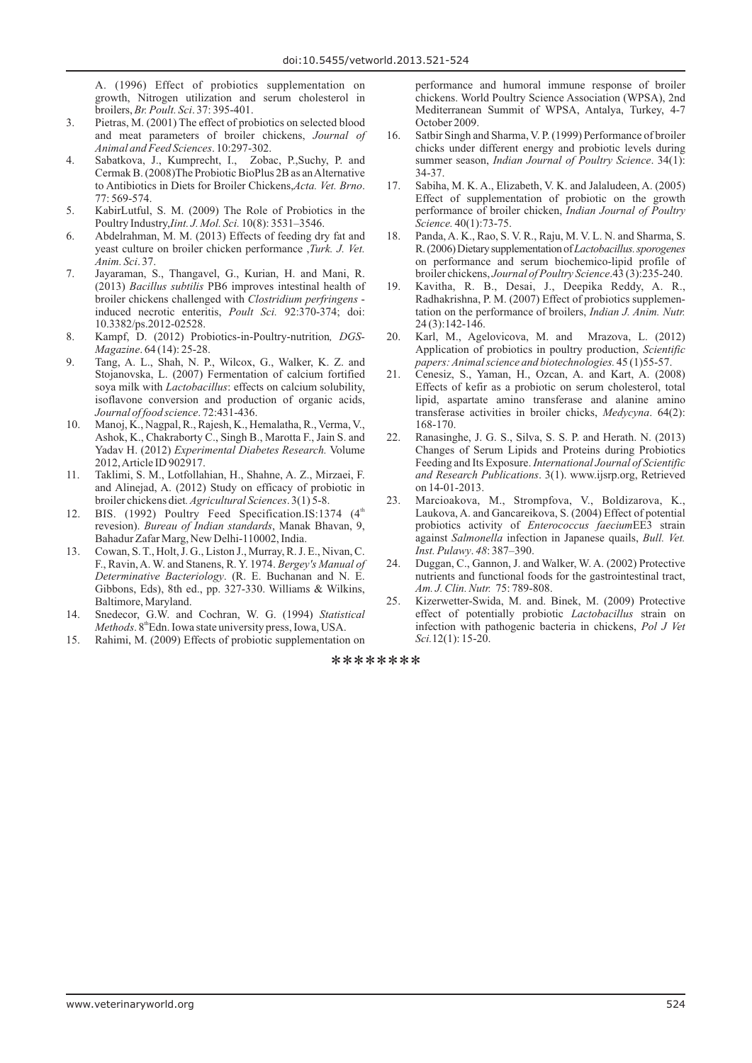A. (1996) Effect of probiotics supplementation on growth, Nitrogen utilization and serum cholesterol in broilers, *Br. Poult. Sci*. 37: 395-401.

3. Pietras, M. (2001) The effect of probiotics on selected blood and meat parameters of broiler chickens, *Journal of Animal and Feed Sciences*. 10:297-302.
4. Sabatkova, J., Kumprecht, I., Zobac, P.,Suchy, P. and Cermak B. (2008)The Probiotic BioPlus 2B as an Alternative to Antibiotics in Diets for Broiler Chickens,*Acta. Vet. Brno*. 77: 569-574.
5. KabirLutful, S. M. (2009) The Role of Probiotics in the Poultry Industry,*Iint. J. Mol. Sci.* 10(8): 3531–3546.
6. Abdelrahman, M. M. (2013) Effects of feeding dry fat and yeast culture on broiler chicken performance ,*Turk. J. Vet. Anim. Sci*. 37.
7. Jayaraman, S., Thangavel, G., Kurian, H. and Mani, R. (2013) *Bacillus subtilis* PB6 improves intestinal health of broiler chickens challenged with *Clostridium perfringens* - induced necrotic enteritis, *Poult Sci.* 92:370-374; doi: 10.3382/ps.2012-02528.
8. Kampf, D. (2012) Probiotics-in-Poultry-nutrition*, DGS-Magazine*. 64 (14): 25-28.
9. Tang, A. L., Shah, N. P., Wilcox, G., Walker, K. Z. and Stojanovska, L. (2007) Fermentation of calcium fortified soya milk with *Lactobacillus*: effects on calcium solubility, isoflavone conversion and production of organic acids, *Journal of food science*. 72:431-436.
10. Manoj, K., Nagpal, R., Rajesh, K., Hemalatha, R., Verma, V., Ashok, K., Chakraborty C., Singh B., Marotta F., Jain S. and Yadav H. (2012) *Experimental Diabetes Research.* Volume 2012, Article ID 902917.
11. Taklimi, S. M., Lotfollahian, H., Shahne, A. Z., Mirzaei, F. and Alinejad, A. (2012) Study on efficacy of probiotic in broiler chickens diet*. Agricultural Sciences*. 3(1) 5-8.
12. BIS. (1992) Poultry Feed Specification.IS:1374 (4th revesion). *Bureau of Indian standards*, Manak Bhavan, 9, Bahadur Zafar Marg, New Delhi-110002, India.
13. Cowan, S. T., Holt, J. G., Liston J., Murray, R. J. E., Nivan, C. F., Ravin, A. W. and Stanens, R. Y. 1974. *Bergey's Manual of Determinative Bacteriology*. (R. E. Buchanan and N. E. Gibbons, Eds), 8th ed., pp. 327-330. Williams & Wilkins, Baltimore, Maryland.
14. Snedecor, G.W. and Cochran, W. G. (1994) *Statistical Methods*. 8thEdn. Iowa state university press, Iowa, USA.
15. Rahimi, M. (2009) Effects of probiotic supplementation on performance and humoral immune response of broiler chickens. World Poultry Science Association (WPSA), 2nd Mediterranean Summit of WPSA, Antalya, Turkey, 4-7 October 2009.
16. Satbir Singh and Sharma, V. P. (1999) Performance of broiler chicks under different energy and probiotic levels during summer season, *Indian Journal of Poultry Science*. 34(1): 34-37.
17. Sabiha, M. K. A., Elizabeth, V. K. and Jalaludeen, A. (2005) Effect of supplementation of probiotic on the growth performance of broiler chicken, *Indian Journal of Poultry Science.* 40(1):73-75.
18. Panda, A. K., Rao, S. V. R., Raju, M. V. L. N. and Sharma, S. R. (2006) Dietary supplementation of *Lactobacillus. sporogenes* on performance and serum biochemico-lipid profile of broiler chickens, *Journal of Poultry Science*.43 (3):235-240.
19. Kavitha, R. B., Desai, J., Deepika Reddy, A. R., Radhakrishna, P. M. (2007) Effect of probiotics supplementation on the performance of broilers, *Indian J. Anim. Nutr.* 24 (3):142-146.
20. Karl, M., Agelovicova, M. and Mrazova, L. (2012) Application of probiotics in poultry production, *Scientific papers: Animal science and biotechnologies.* 45 (1)55-57.
21. Cenesiz, S., Yaman, H., Ozcan, A. and Kart, A. (2008) Effects of kefir as a probiotic on serum cholesterol, total lipid, aspartate amino transferase and alanine amino transferase activities in broiler chicks, *Medycyna*. 64(2): 168-170.
22. Ranasinghe, J. G. S., Silva, S. S. P. and Herath. N. (2013) Changes of Serum Lipids and Proteins during Probiotics Feeding and Its Exposure. *International Journal of Scientific and Research Publications*. 3(1). www.ijsrp.org, Retrieved on 14-01-2013.
23. Marcioakova, M., Strompfova, V., Boldizarova, K., Laukova, A. and Gancareikova, S. (2004) Effect of potential probiotics activity of *Enterococcus faecium*EE3 strain against *Salmonella* infection in Japanese quails, *Bull. Vet. Inst. Pulawy*. *48*: 387–390.
24. Duggan, C., Gannon, J. and Walker, W. A. (2002) Protective nutrients and functional foods for the gastrointestinal tract, *Am. J. Clin. Nutr.* 75: 789-808.
25. Kizerwetter-Swida, M. and. Binek, M. (2009) Protective effect of potentially probiotic *Lactobacillus* strain on infection with pathogenic bacteria in chickens, *Pol J Vet Sci.*12(1): 15-20.

********